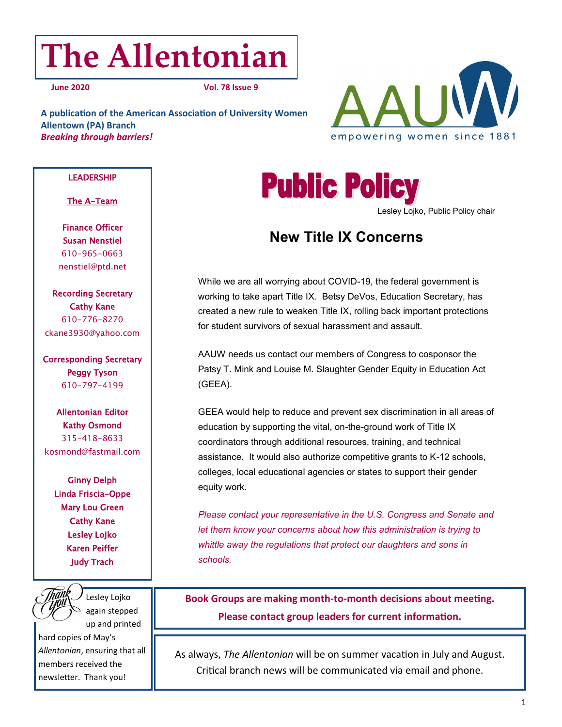# The Allentonian

**June 2020** **Vol. 78 Issue 9**

**A publication of the American Association of University Women**
**Allentown (PA) Branch**
***Breaking through barriers!***

AAUW
empowering women since 1881

# Public Policy

Lesley Lojko, Public Policy chair

## New Title IX Concerns

While we are all worrying about COVID-19, the federal government is working to take apart Title IX. Betsy DeVos, Education Secretary, has created a new rule to weaken Title IX, rolling back important protections for student survivors of sexual harassment and assault.

AAUW needs us contact our members of Congress to cosponsor the Patsy T. Mink and Louise M. Slaughter Gender Equity in Education Act (GEEA).

GEEA would help to reduce and prevent sex discrimination in all areas of education by supporting the vital, on-the-ground work of Title IX coordinators through additional resources, training, and technical assistance. It would also authorize competitive grants to K-12 schools, colleges, local educational agencies or states to support their gender equity work.

*Please contact your representative in the U.S. Congress and Senate and let them know your concerns about how this administration is trying to whittle away the regulations that protect our daughters and sons in schools.*

**Book Groups are making month-to-month decisions about meeting. Please contact group leaders for current information.**

As always, *The Allentonian* will be on summer vacation in July and August. Critical branch news will be communicated via email and phone.

---

LEADERSHIP

The A-Team

Finance Officer
Susan Nenstiel
610-965-0663
nenstiel@ptd.net

Recording Secretary
Cathy Kane
610-776-8270
ckane3930@yahoo.com

Corresponding Secretary
Peggy Tyson
610-797-4199

Allentonian Editor
Kathy Osmond
315-418-8633
kosmond@fastmail.com

Ginny Delph
Linda Friscia-Oppe
Mary Lou Green
Cathy Kane
Lesley Lojko
Karen Peiffer
Judy Trach

---

Thank You

Lesley Lojko again stepped up and printed hard copies of May's *Allentonian*, ensuring that all members received the newsletter. Thank you!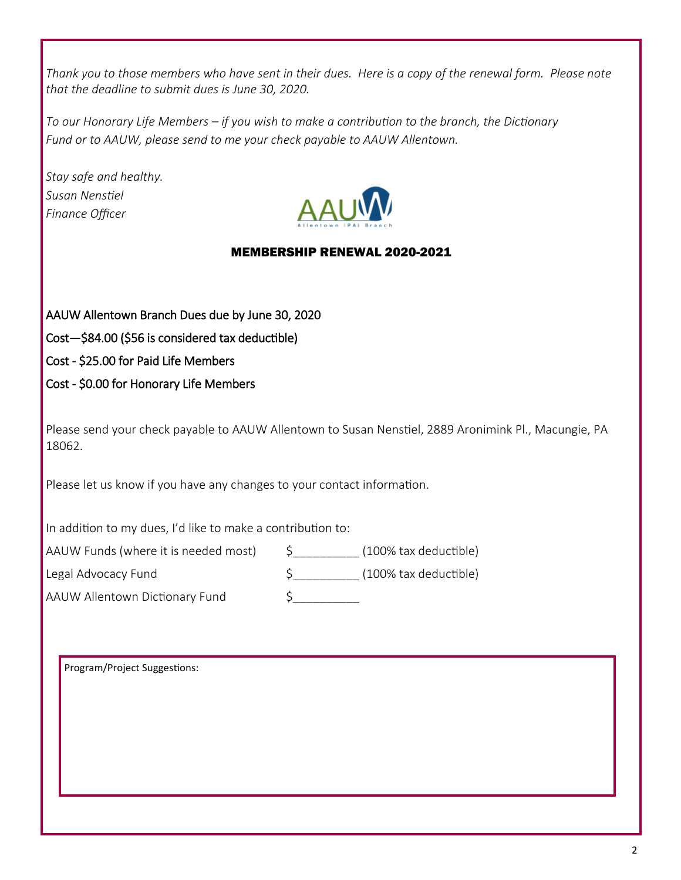*Thank you to those members who have sent in their dues. Here is a copy of the renewal form. Please note that the deadline to submit dues is June 30, 2020.*

*To our Honorary Life Members – if you wish to make a contribution to the branch, the Dictionary Fund or to AAUW, please send to me your check payable to AAUW Allentown.*

*Stay safe and healthy.*
*Susan Nenstiel*
*Finance Officer*

## MEMBERSHIP RENEWAL 2020-2021

AAUW Allentown Branch Dues due by June 30, 2020

Cost—$84.00 ($56 is considered tax deductible)

Cost - $25.00 for Paid Life Members

Cost - $0.00 for Honorary Life Members

Please send your check payable to AAUW Allentown to Susan Nenstiel, 2889 Aronimink Pl., Macungie, PA 18062.

Please let us know if you have any changes to your contact information.

In addition to my dues, I'd like to make a contribution to:

AAUW Funds (where it is needed most) $__________ (100% tax deductible)

Legal Advocacy Fund $__________ (100% tax deductible)

AAUW Allentown Dictionary Fund $__________

Program/Project Suggestions: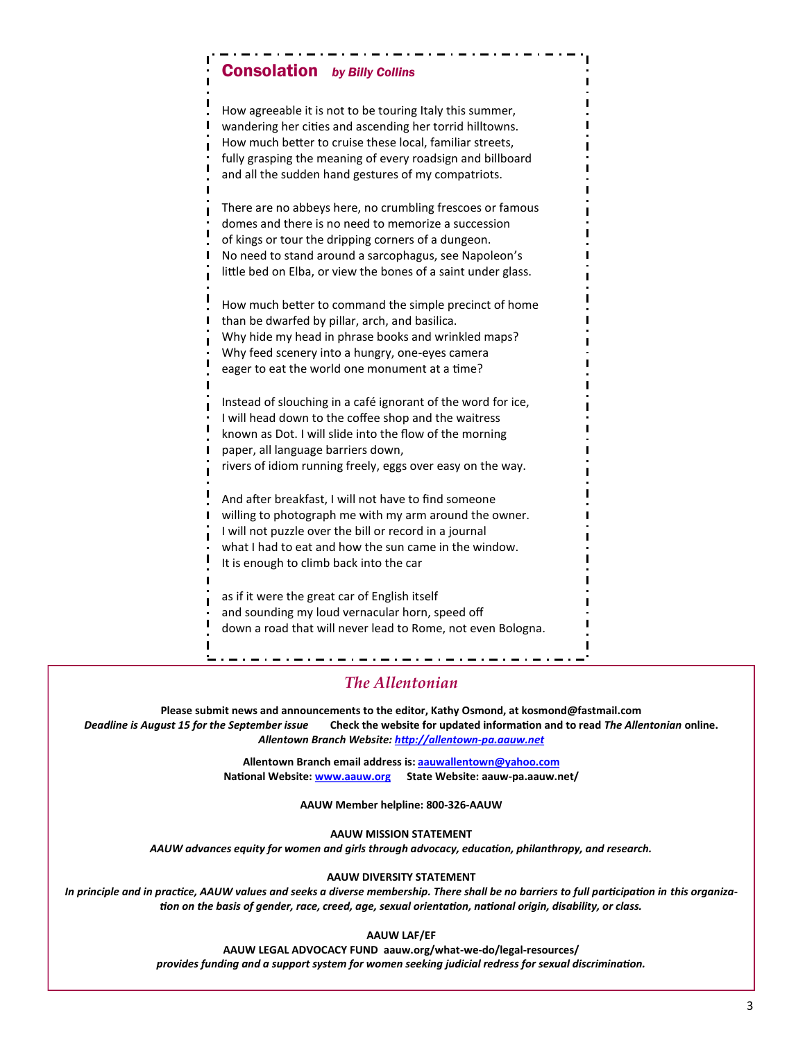## Consolation *by Billy Collins*

How agreeable it is not to be touring Italy this summer,
wandering her cities and ascending her torrid hilltowns.
How much better to cruise these local, familiar streets,
fully grasping the meaning of every roadsign and billboard
and all the sudden hand gestures of my compatriots.

There are no abbeys here, no crumbling frescoes or famous
domes and there is no need to memorize a succession
of kings or tour the dripping corners of a dungeon.
No need to stand around a sarcophagus, see Napoleon's
little bed on Elba, or view the bones of a saint under glass.

How much better to command the simple precinct of home
than be dwarfed by pillar, arch, and basilica.
Why hide my head in phrase books and wrinkled maps?
Why feed scenery into a hungry, one-eyes camera
eager to eat the world one monument at a time?

Instead of slouching in a café ignorant of the word for ice,
I will head down to the coffee shop and the waitress
known as Dot. I will slide into the flow of the morning
paper, all language barriers down,
rivers of idiom running freely, eggs over easy on the way.

And after breakfast, I will not have to find someone
willing to photograph me with my arm around the owner.
I will not puzzle over the bill or record in a journal
what I had to eat and how the sun came in the window.
It is enough to climb back into the car

as if it were the great car of English itself
and sounding my loud vernacular horn, speed off
down a road that will never lead to Rome, not even Bologna.

## *The Allentonian*

**Please submit news and announcements to the editor, Kathy Osmond, at kosmond@fastmail.com**
***Deadline is August 15 for the September issue*** **Check the website for updated information and to read *The Allentonian* online.**
***Allentown Branch Website: http://allentown-pa.aauw.net***

**Allentown Branch email address is: aauwallentown@yahoo.com**
**National Website: www.aauw.org** **State Website: aauw-pa.aauw.net/**

**AAUW Member helpline: 800-326-AAUW**

**AAUW MISSION STATEMENT**
***AAUW advances equity for women and girls through advocacy, education, philanthropy, and research.***

**AAUW DIVERSITY STATEMENT**
***In principle and in practice, AAUW values and seeks a diverse membership. There shall be no barriers to full participation in this organization on the basis of gender, race, creed, age, sexual orientation, national origin, disability, or class.***

**AAUW LAF/EF**
**AAUW LEGAL ADVOCACY FUND aauw.org/what-we-do/legal-resources/**
***provides funding and a support system for women seeking judicial redress for sexual discrimination.***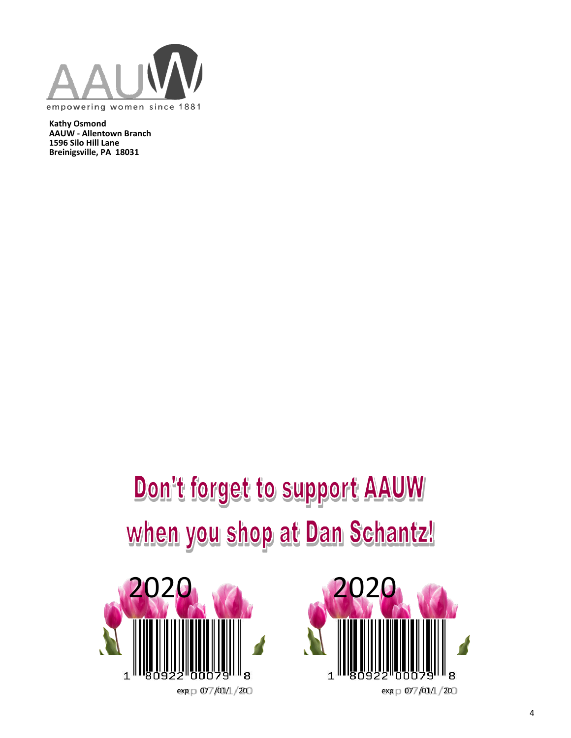empowering women since 1881

**Kathy Osmond**
**AAUW - Allentown Branch**
**1596 Silo Hill Lane**
**Breinigsville, PA 18031**

# Don't forget to support AAUW when you shop at Dan Schantz!

2020

1 80922 00079 8

exp 07/01/20

2020

1 80922 00079 8

exp 07/01/20